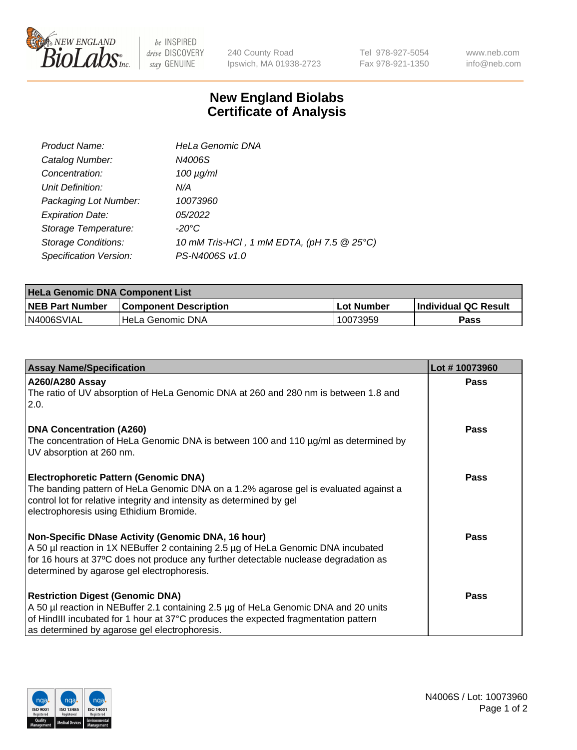240 County Road
Ipswich, MA 01938-2723

Tel 978-927-5054
Fax 978-921-1350

www.neb.com
info@neb.com

# New England Biolabs
# Certificate of Analysis

| | |
|---|---|
| *Product Name:* | *HeLa Genomic DNA* |
| *Catalog Number:* | *N4006S* |
| *Concentration:* | *100 µg/ml* |
| *Unit Definition:* | *N/A* |
| *Packaging Lot Number:* | *10073960* |
| *Expiration Date:* | *05/2022* |
| *Storage Temperature:* | *-20°C* |
| *Storage Conditions:* | *10 mM Tris-HCl , 1 mM EDTA, (pH 7.5 @ 25°C)* |
| *Specification Version:* | *PS-N4006S v1.0* |

| **HeLa Genomic DNA Component List** | | | |
|---|---|---|---|
| **NEB Part Number** | **Component Description** | **Lot Number** | **Individual QC Result** |
| N4006SVIAL | HeLa Genomic DNA | 10073959 | **Pass** |

| **Assay Name/Specification** | **Lot # 10073960** |
|---|---|
| **A260/A280 Assay**<br>The ratio of UV absorption of HeLa Genomic DNA at 260 and 280 nm is between 1.8 and 2.0. | **Pass** |
| **DNA Concentration (A260)**<br>The concentration of HeLa Genomic DNA is between 100 and 110 µg/ml as determined by UV absorption at 260 nm. | **Pass** |
| **Electrophoretic Pattern (Genomic DNA)**<br>The banding pattern of HeLa Genomic DNA on a 1.2% agarose gel is evaluated against a control lot for relative integrity and intensity as determined by gel electrophoresis using Ethidium Bromide. | **Pass** |
| **Non-Specific DNase Activity (Genomic DNA, 16 hour)**<br>A 50 µl reaction in 1X NEBuffer 2 containing 2.5 µg of HeLa Genomic DNA incubated for 16 hours at 37ºC does not produce any further detectable nuclease degradation as determined by agarose gel electrophoresis. | **Pass** |
| **Restriction Digest (Genomic DNA)**<br>A 50 µl reaction in NEBuffer 2.1 containing 2.5 µg of HeLa Genomic DNA and 20 units of HindIII incubated for 1 hour at 37°C produces the expected fragmentation pattern as determined by agarose gel electrophoresis. | **Pass** |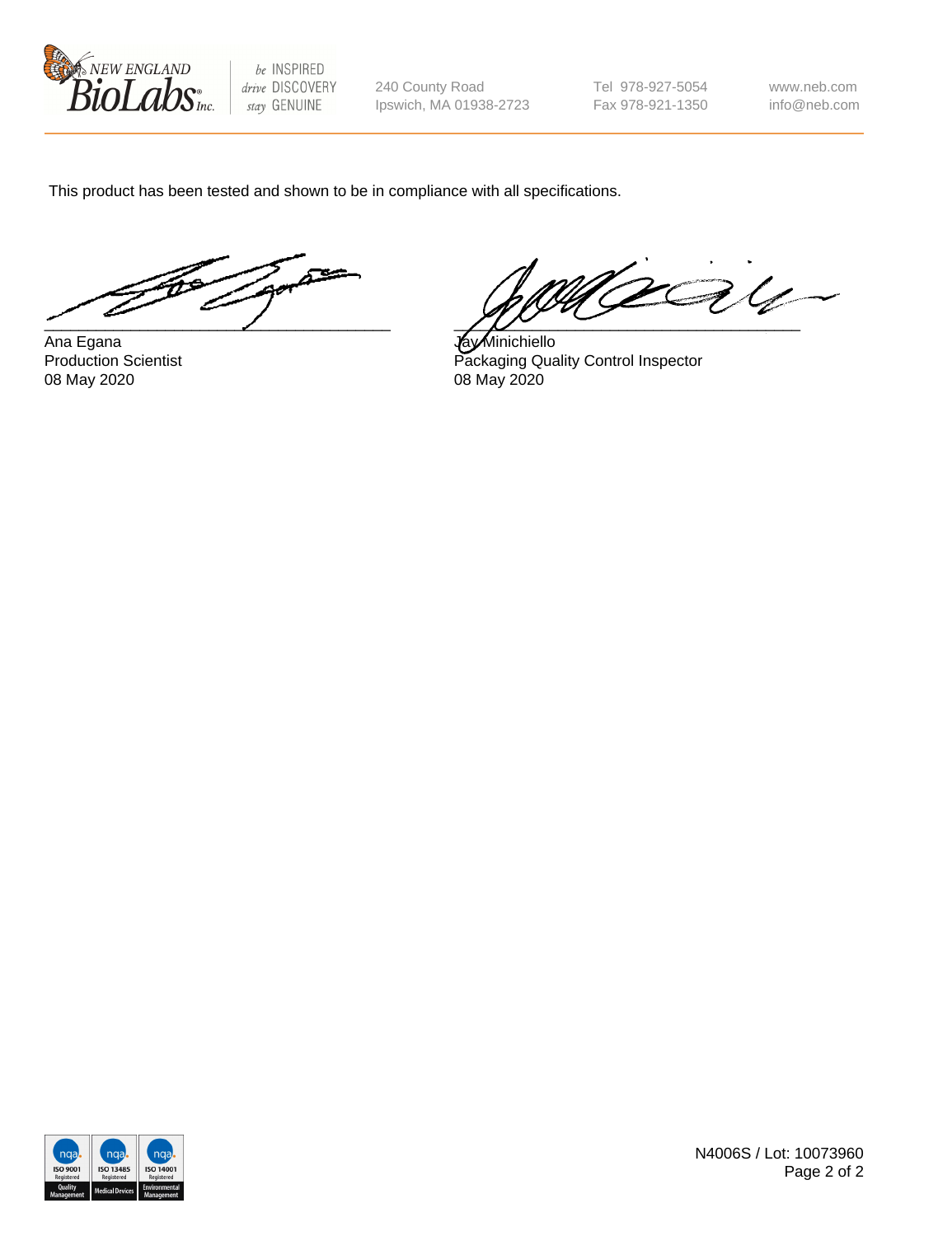This product has been tested and shown to be in compliance with all specifications.

Ana Egana
Production Scientist
08 May 2020

Jay Minichiello
Packaging Quality Control Inspector
08 May 2020

N4006S / Lot: 10073960